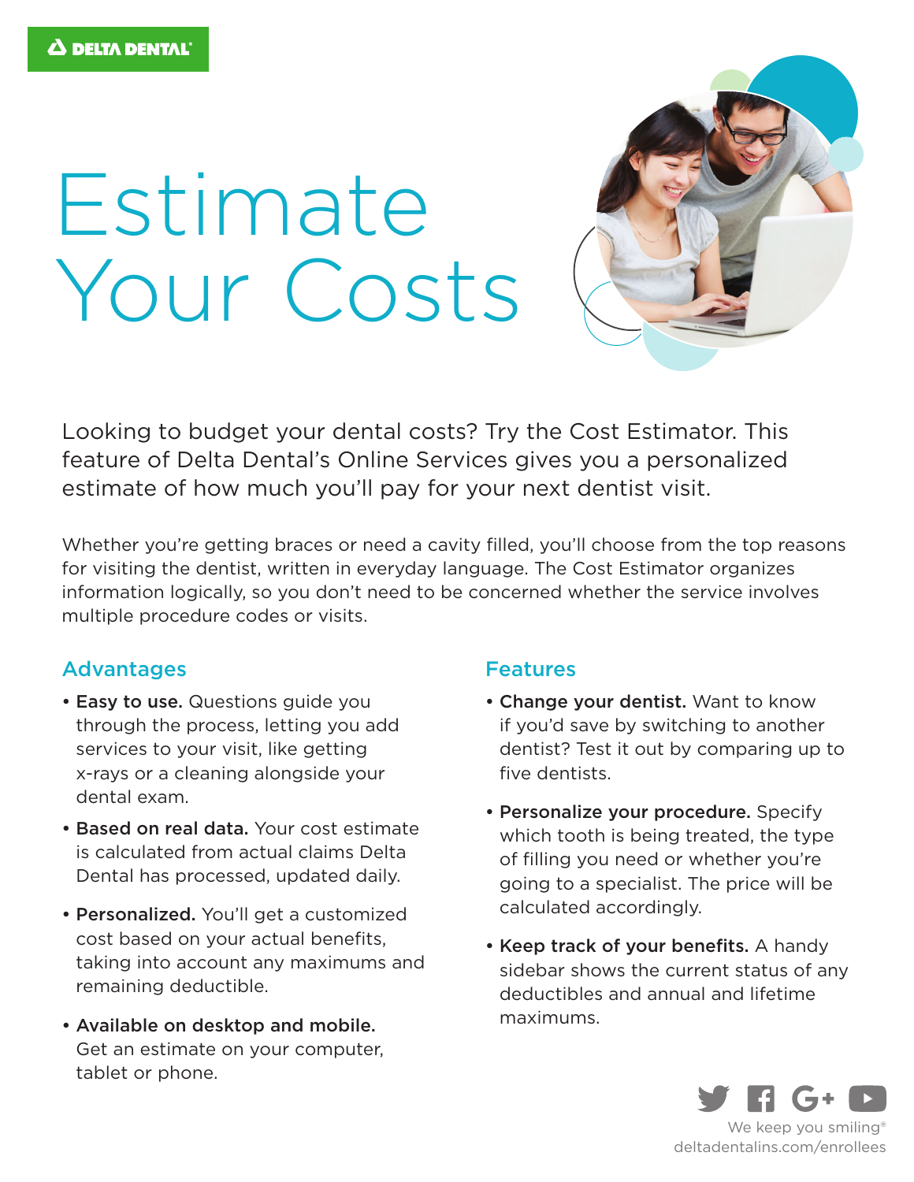DELTA DENTAL

# Estimate Your Costs

Looking to budget your dental costs? Try the Cost Estimator. This feature of Delta Dental's Online Services gives you a personalized estimate of how much you'll pay for your next dentist visit.

Whether you're getting braces or need a cavity filled, you'll choose from the top reasons for visiting the dentist, written in everyday language. The Cost Estimator organizes information logically, so you don't need to be concerned whether the service involves multiple procedure codes or visits.

## Advantages

- **Easy to use.** Questions guide you through the process, letting you add services to your visit, like getting x-rays or a cleaning alongside your dental exam.
- **Based on real data.** Your cost estimate is calculated from actual claims Delta Dental has processed, updated daily.
- **Personalized.** You'll get a customized cost based on your actual benefits, taking into account any maximums and remaining deductible.
- **Available on desktop and mobile.** Get an estimate on your computer, tablet or phone.

## Features

- **Change your dentist.** Want to know if you'd save by switching to another dentist? Test it out by comparing up to five dentists.
- **Personalize your procedure.** Specify which tooth is being treated, the type of filling you need or whether you're going to a specialist. The price will be calculated accordingly.
- **Keep track of your benefits.** A handy sidebar shows the current status of any deductibles and annual and lifetime maximums.

We keep you smiling®
deltadentalins.com/enrollees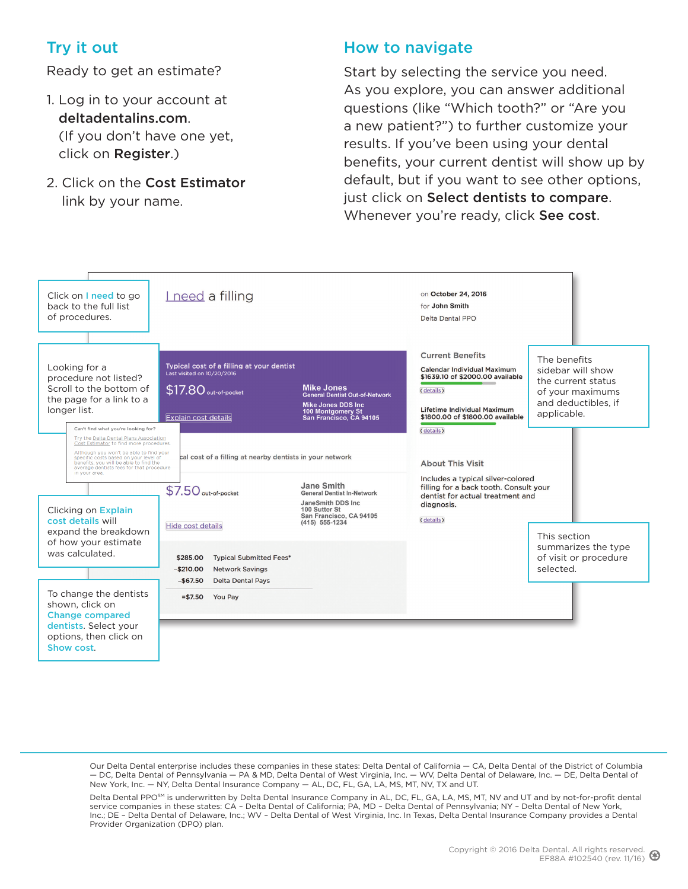## Try it out

Ready to get an estimate?

1. Log in to your account at **deltadentalins.com**. (If you don't have one yet, click on **Register**.)
2. Click on the **Cost Estimator** link by your name.

## How to navigate

Start by selecting the service you need. As you explore, you can answer additional questions (like "Which tooth?" or "Are you a new patient?") to further customize your results. If you've been using your dental benefits, your current dentist will show up by default, but if you want to see other options, just click on **Select dentists to compare**. Whenever you're ready, click **See cost**.

Click on I need to go back to the full list of procedures.

I need a filling

on October 24, 2016
for John Smith
Delta Dental PPO

Looking for a procedure not listed? Scroll to the bottom of the page for a link to a longer list.

Typical cost of a filling at your dentist
Last visited on 10/20/2016

$17.80 out-of-pocket

Mike Jones
General Dentist Out-of-Network
Mike Jones DDS Inc
100 Montgomery St
San Francisco, CA 94105

Explain cost details

Can't find what you're looking for?
Try the Delta Dental Plans Association Cost Estimator to find more procedures.
Although you won't be able to find your specific costs based on your level of benefits, you will be able to find the average dentists fees for that procedure in your area.

Current Benefits
Calendar Individual Maximum
$1639.10 of $2000.00 available
(details)

Lifetime Individual Maximum
$1800.00 of $1800.00 available
(details)

The benefits sidebar will show the current status of your maximums and deductibles, if applicable.

...cal cost of a filling at nearby dentists in your network

$7.50 out-of-pocket

Jane Smith
General Dentist In-Network
JaneSmith DDS Inc
100 Sutter St
San Francisco, CA 94105
(415) 555-1234

Hide cost details

Clicking on Explain cost details will expand the breakdown of how your estimate was calculated.

| | |
|---|---|
| $285.00 | Typical Submitted Fees* |
| –$210.00 | Network Savings |
| –$67.50 | Delta Dental Pays |
| =$7.50 | You Pay |

To change the dentists shown, click on Change compared dentists. Select your options, then click on Show cost.

About This Visit
Includes a typical silver-colored filling for a back tooth. Consult your dentist for actual treatment and diagnosis.
(details)

This section summarizes the type of visit or procedure selected.

---

Our Delta Dental enterprise includes these companies in these states: Delta Dental of California — CA, Delta Dental of the District of Columbia — DC, Delta Dental of Pennsylvania — PA & MD, Delta Dental of West Virginia, Inc. — WV, Delta Dental of Delaware, Inc. — DE, Delta Dental of New York, Inc. — NY, Delta Dental Insurance Company — AL, DC, FL, GA, LA, MS, MT, NV, TX and UT.

Delta Dental PPO[SM] is underwritten by Delta Dental Insurance Company in AL, DC, FL, GA, LA, MS, MT, NV and UT and by not-for-profit dental service companies in these states: CA – Delta Dental of California; PA, MD – Delta Dental of Pennsylvania; NY – Delta Dental of New York, Inc.; DE – Delta Dental of Delaware, Inc.; WV – Delta Dental of West Virginia, Inc. In Texas, Delta Dental Insurance Company provides a Dental Provider Organization (DPO) plan.

Copyright © 2016 Delta Dental. All rights reserved.
EF88A #102540 (rev. 11/16)